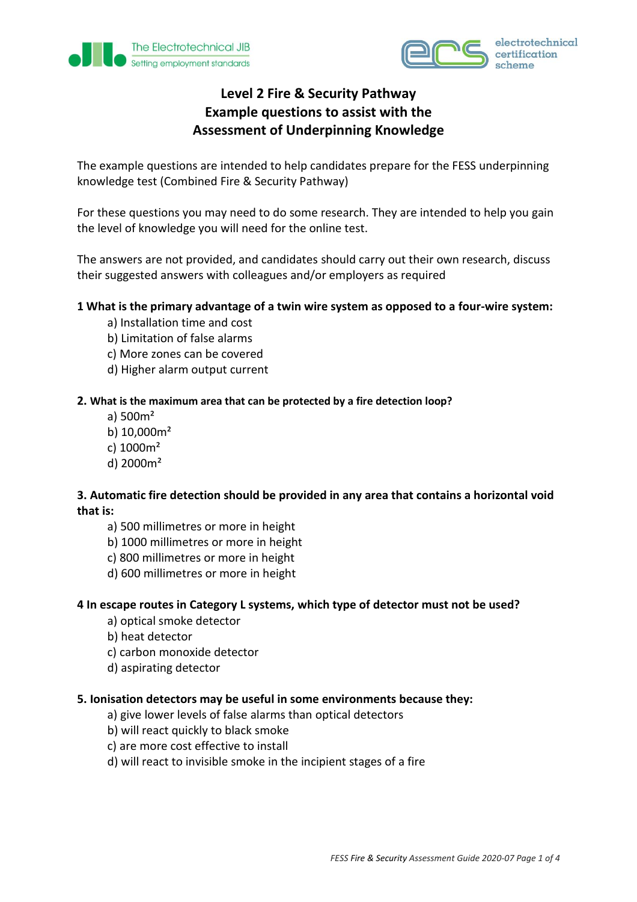The Electrotechnical JIB
Setting employment standards

electrotechnical certification scheme

# Level 2 Fire & Security Pathway
## Example questions to assist with the Assessment of Underpinning Knowledge

The example questions are intended to help candidates prepare for the FESS underpinning knowledge test (Combined Fire & Security Pathway)

For these questions you may need to do some research. They are intended to help you gain the level of knowledge you will need for the online test.

The answers are not provided, and candidates should carry out their own research, discuss their suggested answers with colleagues and/or employers as required

**1 What is the primary advantage of a twin wire system as opposed to a four-wire system:**

- a) Installation time and cost
- b) Limitation of false alarms
- c) More zones can be covered
- d) Higher alarm output current

**2. What is the maximum area that can be protected by a fire detection loop?**

- a) 500m²
- b) 10,000m²
- c) 1000m²
- d) 2000m²

**3. Automatic fire detection should be provided in any area that contains a horizontal void that is:**

- a) 500 millimetres or more in height
- b) 1000 millimetres or more in height
- c) 800 millimetres or more in height
- d) 600 millimetres or more in height

**4 In escape routes in Category L systems, which type of detector must not be used?**

- a) optical smoke detector
- b) heat detector
- c) carbon monoxide detector
- d) aspirating detector

**5. Ionisation detectors may be useful in some environments because they:**

- a) give lower levels of false alarms than optical detectors
- b) will react quickly to black smoke
- c) are more cost effective to install
- d) will react to invisible smoke in the incipient stages of a fire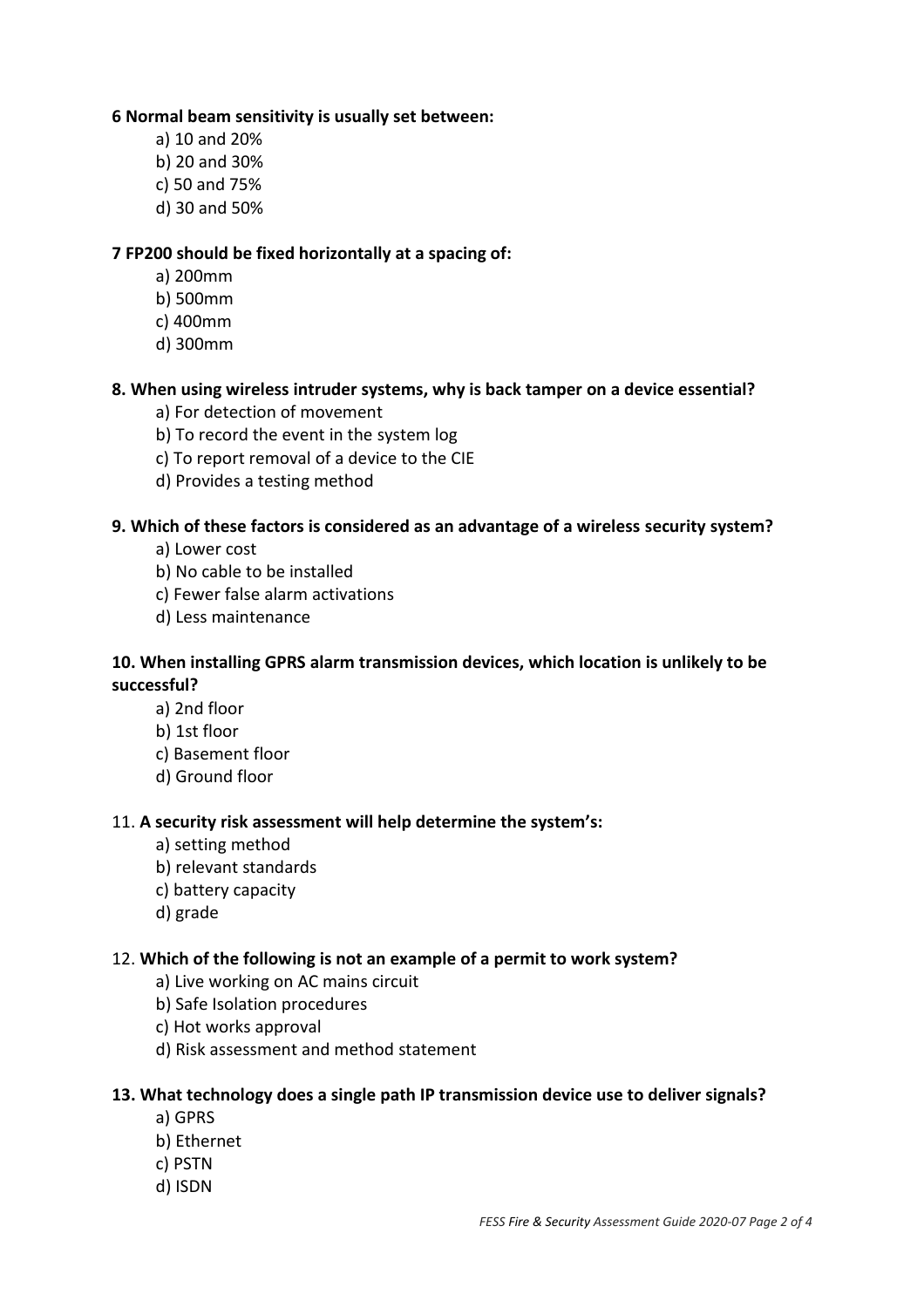**6 Normal beam sensitivity is usually set between:**

a) 10 and 20%
b) 20 and 30%
c) 50 and 75%
d) 30 and 50%

**7 FP200 should be fixed horizontally at a spacing of:**

a) 200mm
b) 500mm
c) 400mm
d) 300mm

**8. When using wireless intruder systems, why is back tamper on a device essential?**

a) For detection of movement
b) To record the event in the system log
c) To report removal of a device to the CIE
d) Provides a testing method

**9. Which of these factors is considered as an advantage of a wireless security system?**

a) Lower cost
b) No cable to be installed
c) Fewer false alarm activations
d) Less maintenance

**10. When installing GPRS alarm transmission devices, which location is unlikely to be successful?**

a) 2nd floor
b) 1st floor
c) Basement floor
d) Ground floor

11. **A security risk assessment will help determine the system's:**

a) setting method
b) relevant standards
c) battery capacity
d) grade

12. **Which of the following is not an example of a permit to work system?**

a) Live working on AC mains circuit
b) Safe Isolation procedures
c) Hot works approval
d) Risk assessment and method statement

**13. What technology does a single path IP transmission device use to deliver signals?**

a) GPRS
b) Ethernet
c) PSTN
d) ISDN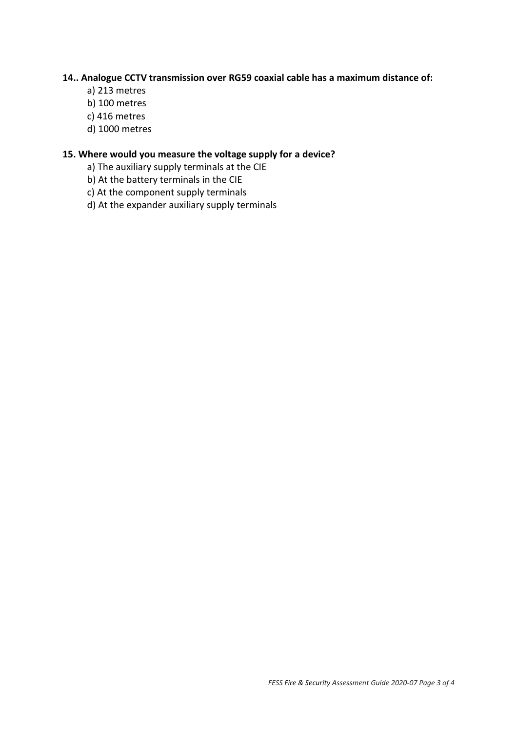**14.. Analogue CCTV transmission over RG59 coaxial cable has a maximum distance of:**

a) 213 metres
b) 100 metres
c) 416 metres
d) 1000 metres

**15. Where would you measure the voltage supply for a device?**

a) The auxiliary supply terminals at the CIE
b) At the battery terminals in the CIE
c) At the component supply terminals
d) At the expander auxiliary supply terminals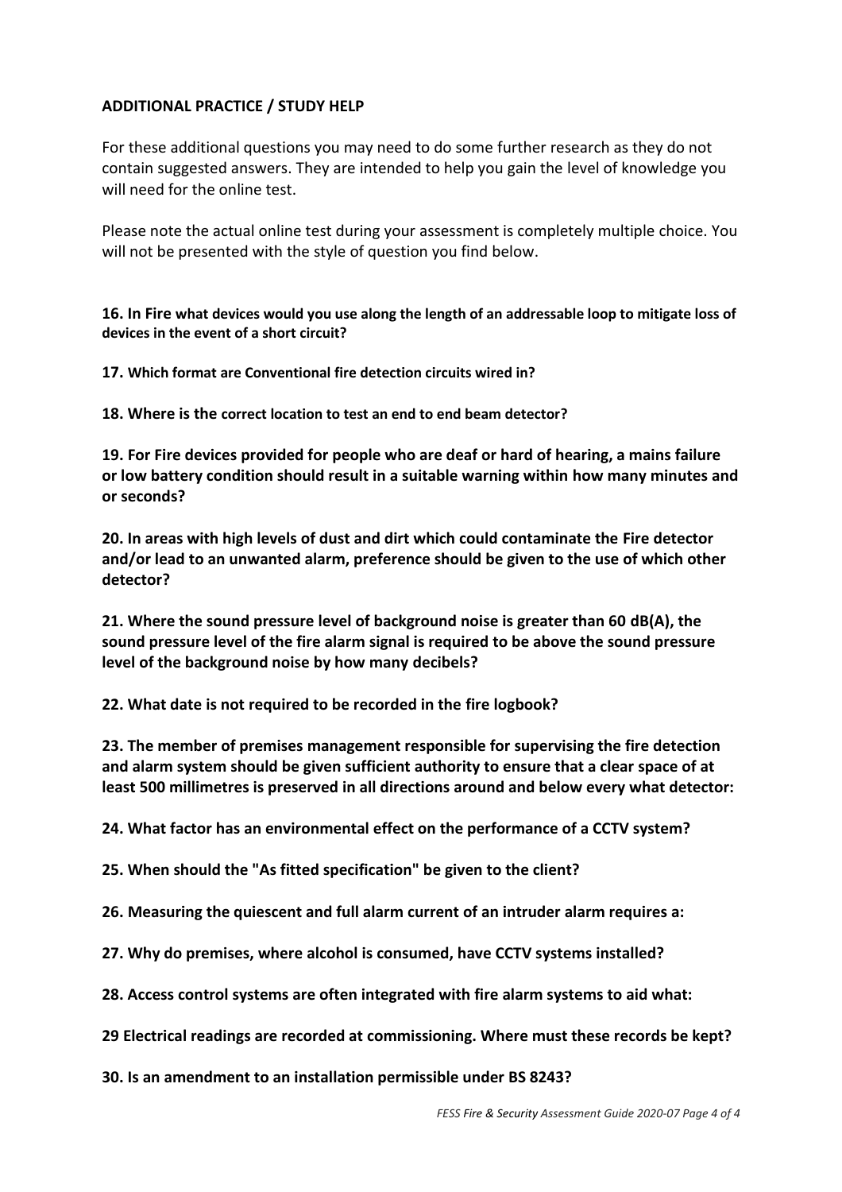**ADDITIONAL PRACTICE / STUDY HELP**

For these additional questions you may need to do some further research as they do not contain suggested answers. They are intended to help you gain the level of knowledge you will need for the online test.

Please note the actual online test during your assessment is completely multiple choice. You will not be presented with the style of question you find below.

**16. In Fire what devices would you use along the length of an addressable loop to mitigate loss of devices in the event of a short circuit?**

**17. Which format are Conventional fire detection circuits wired in?**

**18. Where is the correct location to test an end to end beam detector?**

**19. For Fire devices provided for people who are deaf or hard of hearing, a mains failure or low battery condition should result in a suitable warning within how many minutes and or seconds?**

**20. In areas with high levels of dust and dirt which could contaminate the Fire detector and/or lead to an unwanted alarm, preference should be given to the use of which other detector?**

**21. Where the sound pressure level of background noise is greater than 60 dB(A), the sound pressure level of the fire alarm signal is required to be above the sound pressure level of the background noise by how many decibels?**

**22. What date is not required to be recorded in the fire logbook?**

**23. The member of premises management responsible for supervising the fire detection and alarm system should be given sufficient authority to ensure that a clear space of at least 500 millimetres is preserved in all directions around and below every what detector:**

**24. What factor has an environmental effect on the performance of a CCTV system?**

**25. When should the "As fitted specification" be given to the client?**

**26. Measuring the quiescent and full alarm current of an intruder alarm requires a:**

**27. Why do premises, where alcohol is consumed, have CCTV systems installed?**

**28. Access control systems are often integrated with fire alarm systems to aid what:**

**29 Electrical readings are recorded at commissioning. Where must these records be kept?**

**30. Is an amendment to an installation permissible under BS 8243?**